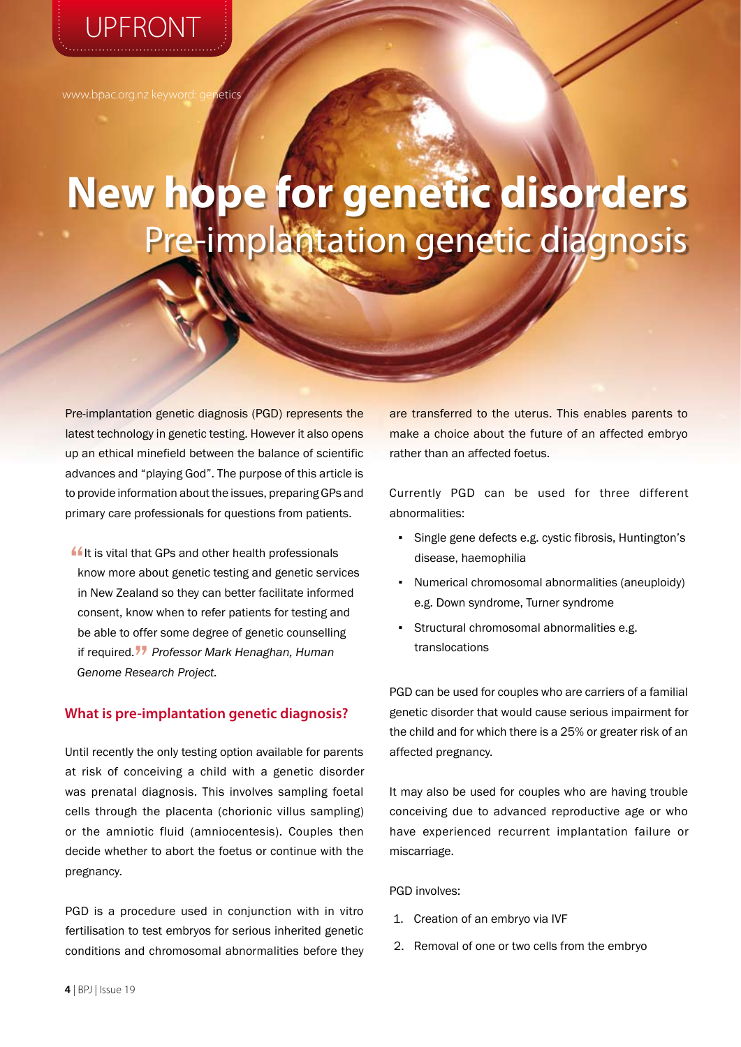UPFRONT

www.bpac.org.nz keyword: genetics

# New hope for genetic disorders

## Pre-implantation genetic diagnosis

Pre-implantation genetic diagnosis (PGD) represents the latest technology in genetic testing. However it also opens up an ethical minefield between the balance of scientific advances and "playing God". The purpose of this article is to provide information about the issues, preparing GPs and primary care professionals for questions from patients.

> "It is vital that GPs and other health professionals know more about genetic testing and genetic services in New Zealand so they can better facilitate informed consent, know when to refer patients for testing and be able to offer some degree of genetic counselling if required." *Professor Mark Henaghan, Human Genome Research Project.*

### What is pre-implantation genetic diagnosis?

Until recently the only testing option available for parents at risk of conceiving a child with a genetic disorder was prenatal diagnosis. This involves sampling foetal cells through the placenta (chorionic villus sampling) or the amniotic fluid (amniocentesis). Couples then decide whether to abort the foetus or continue with the pregnancy.

PGD is a procedure used in conjunction with in vitro fertilisation to test embryos for serious inherited genetic conditions and chromosomal abnormalities before they are transferred to the uterus. This enables parents to make a choice about the future of an affected embryo rather than an affected foetus.

Currently PGD can be used for three different abnormalities:

- Single gene defects e.g. cystic fibrosis, Huntington's disease, haemophilia
- Numerical chromosomal abnormalities (aneuploidy) e.g. Down syndrome, Turner syndrome
- Structural chromosomal abnormalities e.g. translocations

PGD can be used for couples who are carriers of a familial genetic disorder that would cause serious impairment for the child and for which there is a 25% or greater risk of an affected pregnancy.

It may also be used for couples who are having trouble conceiving due to advanced reproductive age or who have experienced recurrent implantation failure or miscarriage.

PGD involves:

1. Creation of an embryo via IVF
2. Removal of one or two cells from the embryo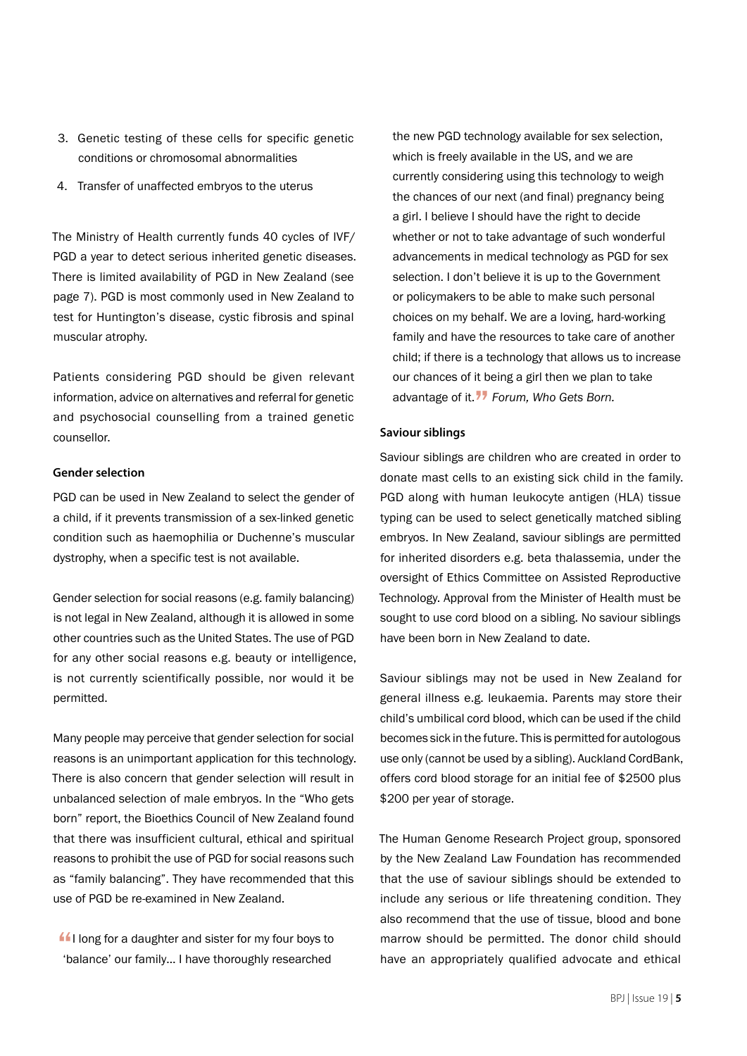3. Genetic testing of these cells for specific genetic conditions or chromosomal abnormalities
4. Transfer of unaffected embryos to the uterus

The Ministry of Health currently funds 40 cycles of IVF/PGD a year to detect serious inherited genetic diseases. There is limited availability of PGD in New Zealand (see page 7). PGD is most commonly used in New Zealand to test for Huntington's disease, cystic fibrosis and spinal muscular atrophy.

Patients considering PGD should be given relevant information, advice on alternatives and referral for genetic and psychosocial counselling from a trained genetic counsellor.

### Gender selection

PGD can be used in New Zealand to select the gender of a child, if it prevents transmission of a sex-linked genetic condition such as haemophilia or Duchenne's muscular dystrophy, when a specific test is not available.

Gender selection for social reasons (e.g. family balancing) is not legal in New Zealand, although it is allowed in some other countries such as the United States. The use of PGD for any other social reasons e.g. beauty or intelligence, is not currently scientifically possible, nor would it be permitted.

Many people may perceive that gender selection for social reasons is an unimportant application for this technology. There is also concern that gender selection will result in unbalanced selection of male embryos. In the "Who gets born" report, the Bioethics Council of New Zealand found that there was insufficient cultural, ethical and spiritual reasons to prohibit the use of PGD for social reasons such as "family balancing". They have recommended that this use of PGD be re-examined in New Zealand.

> "I long for a daughter and sister for my four boys to 'balance' our family... I have thoroughly researched the new PGD technology available for sex selection, which is freely available in the US, and we are currently considering using this technology to weigh the chances of our next (and final) pregnancy being a girl. I believe I should have the right to decide whether or not to take advantage of such wonderful advancements in medical technology as PGD for sex selection. I don't believe it is up to the Government or policymakers to be able to make such personal choices on my behalf. We are a loving, hard-working family and have the resources to take care of another child; if there is a technology that allows us to increase our chances of it being a girl then we plan to take advantage of it." *Forum, Who Gets Born.*

### Saviour siblings

Saviour siblings are children who are created in order to donate mast cells to an existing sick child in the family. PGD along with human leukocyte antigen (HLA) tissue typing can be used to select genetically matched sibling embryos. In New Zealand, saviour siblings are permitted for inherited disorders e.g. beta thalassemia, under the oversight of Ethics Committee on Assisted Reproductive Technology. Approval from the Minister of Health must be sought to use cord blood on a sibling. No saviour siblings have been born in New Zealand to date.

Saviour siblings may not be used in New Zealand for general illness e.g. leukaemia. Parents may store their child's umbilical cord blood, which can be used if the child becomes sick in the future. This is permitted for autologous use only (cannot be used by a sibling). Auckland CordBank, offers cord blood storage for an initial fee of $2500 plus $200 per year of storage.

The Human Genome Research Project group, sponsored by the New Zealand Law Foundation has recommended that the use of saviour siblings should be extended to include any serious or life threatening condition. They also recommend that the use of tissue, blood and bone marrow should be permitted. The donor child should have an appropriately qualified advocate and ethical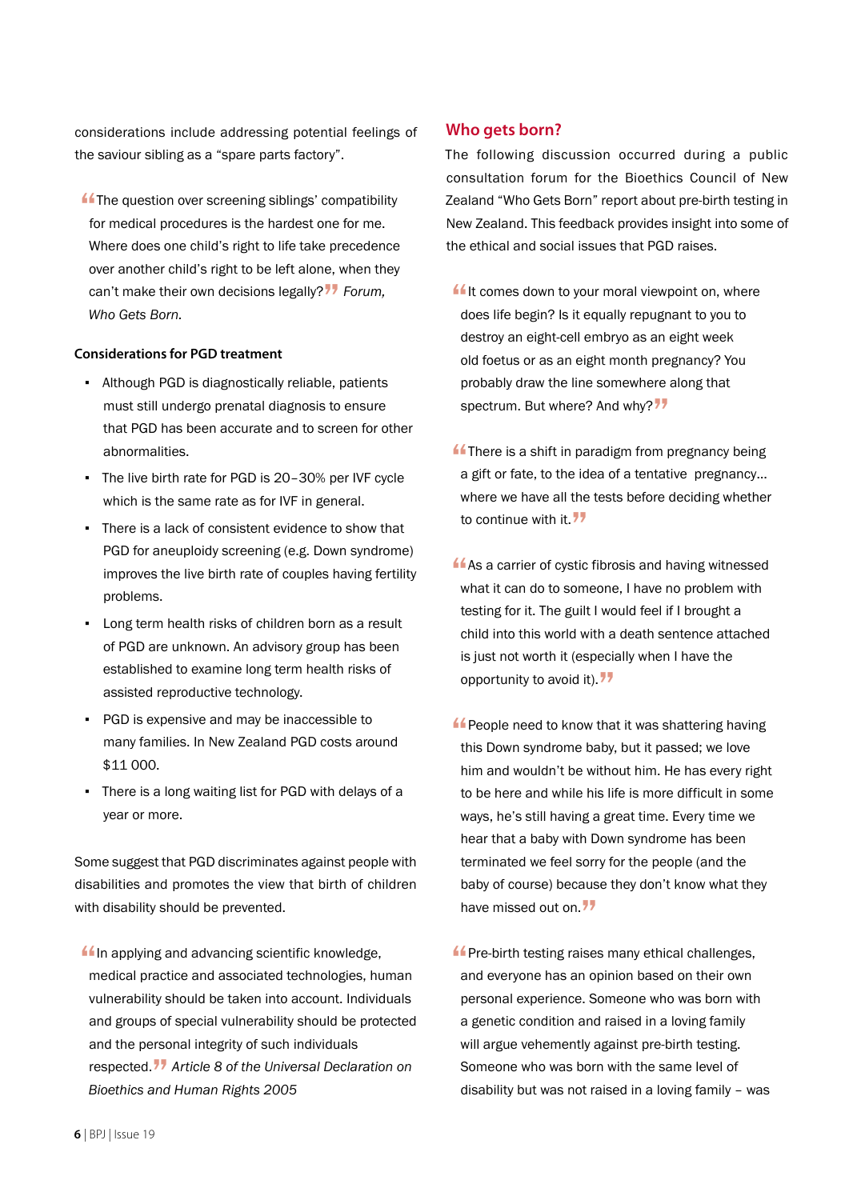considerations include addressing potential feelings of the saviour sibling as a "spare parts factory".

> "The question over screening siblings' compatibility for medical procedures is the hardest one for me. Where does one child's right to life take precedence over another child's right to be left alone, when they can't make their own decisions legally?" *Forum, Who Gets Born.*

### Considerations for PGD treatment

- Although PGD is diagnostically reliable, patients must still undergo prenatal diagnosis to ensure that PGD has been accurate and to screen for other abnormalities.
- The live birth rate for PGD is 20–30% per IVF cycle which is the same rate as for IVF in general.
- There is a lack of consistent evidence to show that PGD for aneuploidy screening (e.g. Down syndrome) improves the live birth rate of couples having fertility problems.
- Long term health risks of children born as a result of PGD are unknown. An advisory group has been established to examine long term health risks of assisted reproductive technology.
- PGD is expensive and may be inaccessible to many families. In New Zealand PGD costs around $11 000.
- There is a long waiting list for PGD with delays of a year or more.

Some suggest that PGD discriminates against people with disabilities and promotes the view that birth of children with disability should be prevented.

> "In applying and advancing scientific knowledge, medical practice and associated technologies, human vulnerability should be taken into account. Individuals and groups of special vulnerability should be protected and the personal integrity of such individuals respected." *Article 8 of the Universal Declaration on Bioethics and Human Rights 2005*

## Who gets born?

The following discussion occurred during a public consultation forum for the Bioethics Council of New Zealand "Who Gets Born" report about pre-birth testing in New Zealand. This feedback provides insight into some of the ethical and social issues that PGD raises.

> "It comes down to your moral viewpoint on, where does life begin? Is it equally repugnant to you to destroy an eight-cell embryo as an eight week old foetus or as an eight month pregnancy? You probably draw the line somewhere along that spectrum. But where? And why?"

> "There is a shift in paradigm from pregnancy being a gift or fate, to the idea of a tentative pregnancy... where we have all the tests before deciding whether to continue with it."

> "As a carrier of cystic fibrosis and having witnessed what it can do to someone, I have no problem with testing for it. The guilt I would feel if I brought a child into this world with a death sentence attached is just not worth it (especially when I have the opportunity to avoid it)."

> "People need to know that it was shattering having this Down syndrome baby, but it passed; we love him and wouldn't be without him. He has every right to be here and while his life is more difficult in some ways, he's still having a great time. Every time we hear that a baby with Down syndrome has been terminated we feel sorry for the people (and the baby of course) because they don't know what they have missed out on."

> "Pre-birth testing raises many ethical challenges, and everyone has an opinion based on their own personal experience. Someone who was born with a genetic condition and raised in a loving family will argue vehemently against pre-birth testing. Someone who was born with the same level of disability but was not raised in a loving family – was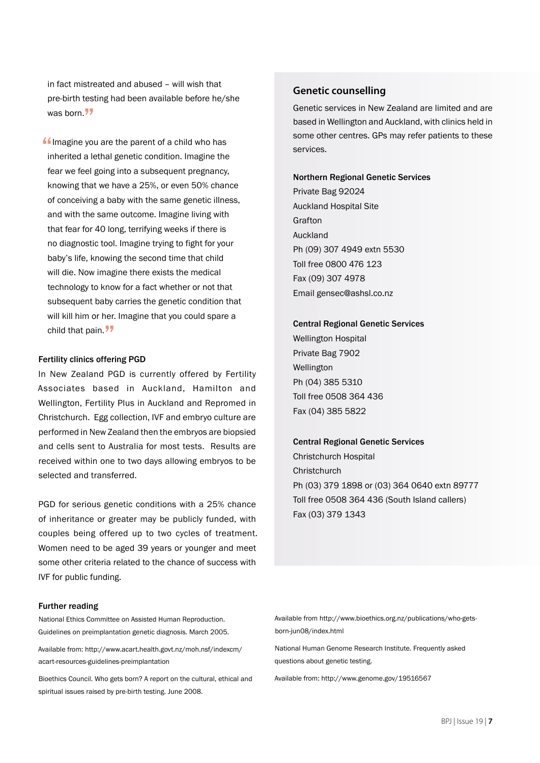in fact mistreated and abused – will wish that pre-birth testing had been available before he/she was born."

"Imagine you are the parent of a child who has inherited a lethal genetic condition. Imagine the fear we feel going into a subsequent pregnancy, knowing that we have a 25%, or even 50% chance of conceiving a baby with the same genetic illness, and with the same outcome. Imagine living with that fear for 40 long, terrifying weeks if there is no diagnostic tool. Imagine trying to fight for your baby's life, knowing the second time that child will die. Now imagine there exists the medical technology to know for a fact whether or not that subsequent baby carries the genetic condition that will kill him or her. Imagine that you could spare a child that pain."

### Fertility clinics offering PGD

In New Zealand PGD is currently offered by Fertility Associates based in Auckland, Hamilton and Wellington, Fertility Plus in Auckland and Repromed in Christchurch. Egg collection, IVF and embryo culture are performed in New Zealand then the embryos are biopsied and cells sent to Australia for most tests. Results are received within one to two days allowing embryos to be selected and transferred.

PGD for serious genetic conditions with a 25% chance of inheritance or greater may be publicly funded, with couples being offered up to two cycles of treatment. Women need to be aged 39 years or younger and meet some other criteria related to the chance of success with IVF for public funding.

## Genetic counselling

Genetic services in New Zealand are limited and are based in Wellington and Auckland, with clinics held in some other centres. GPs may refer patients to these services.

**Northern Regional Genetic Services**
Private Bag 92024
Auckland Hospital Site
Grafton
Auckland
Ph (09) 307 4949 extn 5530
Toll free 0800 476 123
Fax (09) 307 4978
Email gensec@ashsl.co.nz

**Central Regional Genetic Services**
Wellington Hospital
Private Bag 7902
Wellington
Ph (04) 385 5310
Toll free 0508 364 436
Fax (04) 385 5822

**Central Regional Genetic Services**
Christchurch Hospital
Christchurch
Ph (03) 379 1898 or (03) 364 0640 extn 89777
Toll free 0508 364 436 (South Island callers)
Fax (03) 379 1343

### Further reading

National Ethics Committee on Assisted Human Reproduction. Guidelines on preimplantation genetic diagnosis. March 2005.

Available from: http://www.acart.health.govt.nz/moh.nsf/indexcm/acart-resources-guidelines-preimplantation

Bioethics Council. Who gets born? A report on the cultural, ethical and spiritual issues raised by pre-birth testing. June 2008.

Available from http://www.bioethics.org.nz/publications/who-gets-born-jun08/index.html

National Human Genome Research Institute. Frequently asked questions about genetic testing.

Available from: http://www.genome.gov/19516567